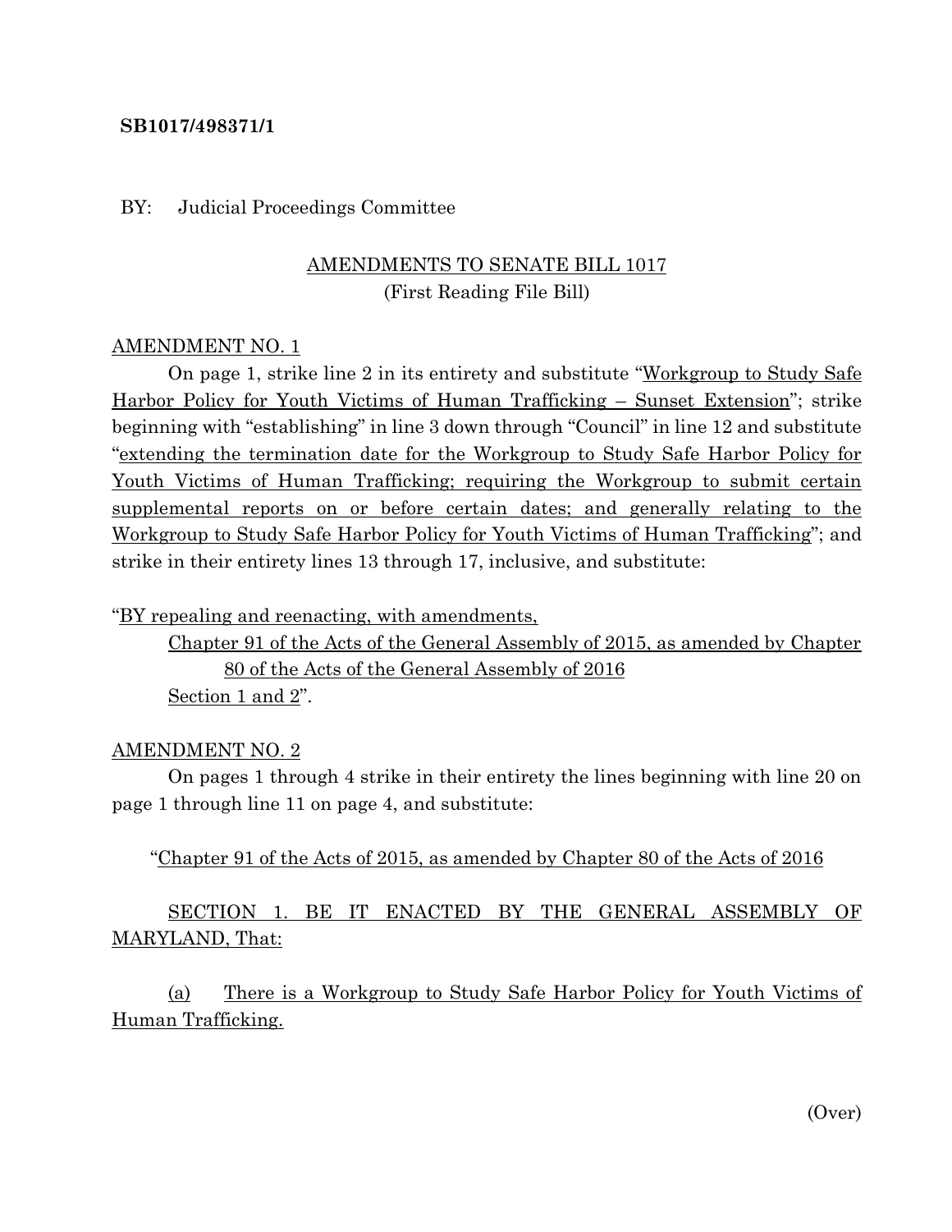**SB1017/498371/1**

BY: Judicial Proceedings Committee

AMENDMENTS TO SENATE BILL 1017
(First Reading File Bill)

AMENDMENT NO. 1

On page 1, strike line 2 in its entirety and substitute "Workgroup to Study Safe Harbor Policy for Youth Victims of Human Trafficking – Sunset Extension"; strike beginning with "establishing" in line 3 down through "Council" in line 12 and substitute "extending the termination date for the Workgroup to Study Safe Harbor Policy for Youth Victims of Human Trafficking; requiring the Workgroup to submit certain supplemental reports on or before certain dates; and generally relating to the Workgroup to Study Safe Harbor Policy for Youth Victims of Human Trafficking"; and strike in their entirety lines 13 through 17, inclusive, and substitute:

"BY repealing and reenacting, with amendments,
Chapter 91 of the Acts of the General Assembly of 2015, as amended by Chapter 80 of the Acts of the General Assembly of 2016
Section 1 and 2".

AMENDMENT NO. 2

On pages 1 through 4 strike in their entirety the lines beginning with line 20 on page 1 through line 11 on page 4, and substitute:

"Chapter 91 of the Acts of 2015, as amended by Chapter 80 of the Acts of 2016

SECTION 1. BE IT ENACTED BY THE GENERAL ASSEMBLY OF MARYLAND, That:

(a) There is a Workgroup to Study Safe Harbor Policy for Youth Victims of Human Trafficking.

(Over)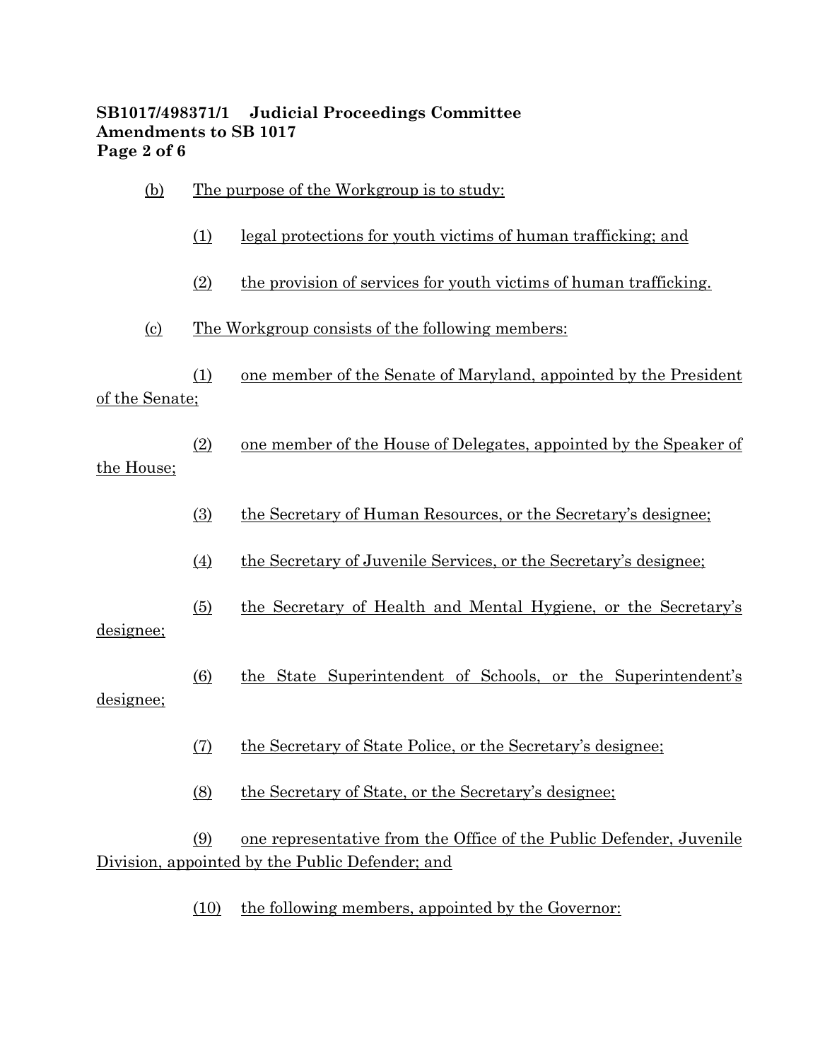(b) The purpose of the Workgroup is to study:

(1) legal protections for youth victims of human trafficking; and

(2) the provision of services for youth victims of human trafficking.

(c) The Workgroup consists of the following members:

(1) one member of the Senate of Maryland, appointed by the President of the Senate;

(2) one member of the House of Delegates, appointed by the Speaker of the House;

(3) the Secretary of Human Resources, or the Secretary's designee;

(4) the Secretary of Juvenile Services, or the Secretary's designee;

(5) the Secretary of Health and Mental Hygiene, or the Secretary's designee;

(6) the State Superintendent of Schools, or the Superintendent's designee;

(7) the Secretary of State Police, or the Secretary's designee;

(8) the Secretary of State, or the Secretary's designee;

(9) one representative from the Office of the Public Defender, Juvenile Division, appointed by the Public Defender; and

(10) the following members, appointed by the Governor: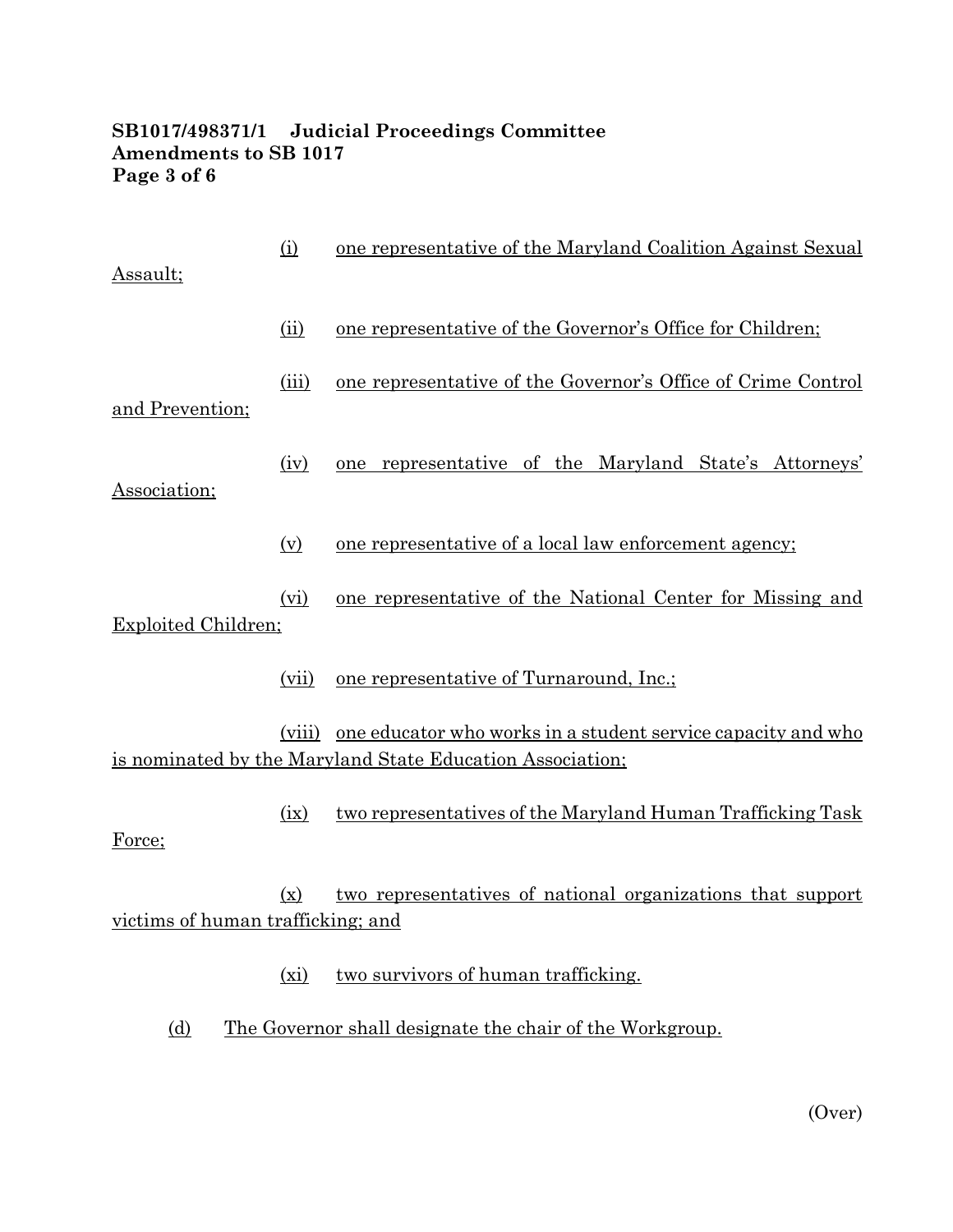(i) one representative of the Maryland Coalition Against Sexual Assault;

(ii) one representative of the Governor's Office for Children;

(iii) one representative of the Governor's Office of Crime Control and Prevention;

(iv) one representative of the Maryland State's Attorneys' Association;

(v) one representative of a local law enforcement agency;

(vi) one representative of the National Center for Missing and Exploited Children;

(vii) one representative of Turnaround, Inc.;

(viii) one educator who works in a student service capacity and who is nominated by the Maryland State Education Association;

(ix) two representatives of the Maryland Human Trafficking Task Force;

(x) two representatives of national organizations that support victims of human trafficking; and

(xi) two survivors of human trafficking.

(d) The Governor shall designate the chair of the Workgroup.

(Over)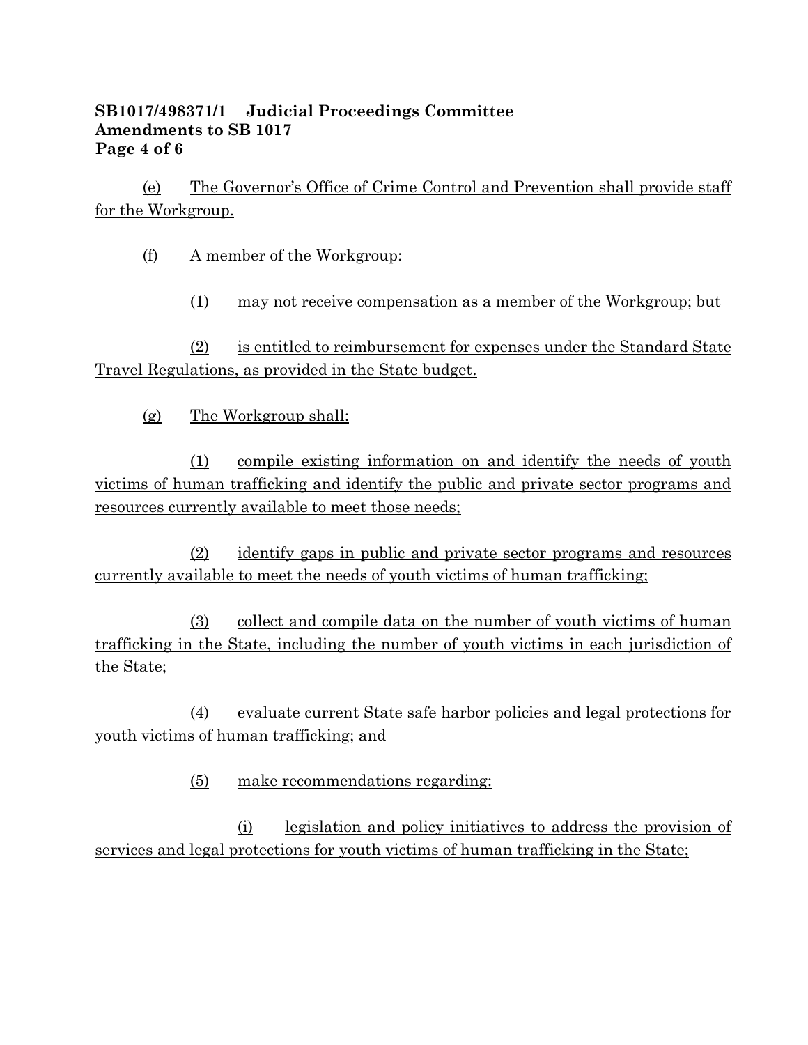(e) The Governor's Office of Crime Control and Prevention shall provide staff for the Workgroup.

(f) A member of the Workgroup:

(1) may not receive compensation as a member of the Workgroup; but

(2) is entitled to reimbursement for expenses under the Standard State Travel Regulations, as provided in the State budget.

(g) The Workgroup shall:

(1) compile existing information on and identify the needs of youth victims of human trafficking and identify the public and private sector programs and resources currently available to meet those needs;

(2) identify gaps in public and private sector programs and resources currently available to meet the needs of youth victims of human trafficking;

(3) collect and compile data on the number of youth victims of human trafficking in the State, including the number of youth victims in each jurisdiction of the State;

(4) evaluate current State safe harbor policies and legal protections for youth victims of human trafficking; and

(5) make recommendations regarding:

(i) legislation and policy initiatives to address the provision of services and legal protections for youth victims of human trafficking in the State;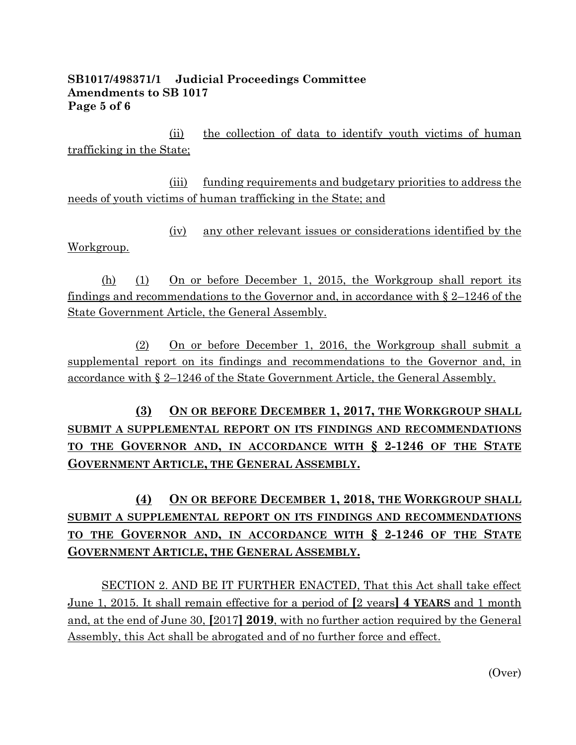**SB1017/498371/1 Judicial Proceedings Committee**
**Amendments to SB 1017**

(ii) the collection of data to identify youth victims of human trafficking in the State;

(iii) funding requirements and budgetary priorities to address the needs of youth victims of human trafficking in the State; and

(iv) any other relevant issues or considerations identified by the Workgroup.

(h) (1) On or before December 1, 2015, the Workgroup shall report its findings and recommendations to the Governor and, in accordance with § 2–1246 of the State Government Article, the General Assembly.

(2) On or before December 1, 2016, the Workgroup shall submit a supplemental report on its findings and recommendations to the Governor and, in accordance with § 2–1246 of the State Government Article, the General Assembly.

**(3) ON OR BEFORE DECEMBER 1, 2017, THE WORKGROUP SHALL SUBMIT A SUPPLEMENTAL REPORT ON ITS FINDINGS AND RECOMMENDATIONS TO THE GOVERNOR AND, IN ACCORDANCE WITH § 2-1246 OF THE STATE GOVERNMENT ARTICLE, THE GENERAL ASSEMBLY.**

**(4) ON OR BEFORE DECEMBER 1, 2018, THE WORKGROUP SHALL SUBMIT A SUPPLEMENTAL REPORT ON ITS FINDINGS AND RECOMMENDATIONS TO THE GOVERNOR AND, IN ACCORDANCE WITH § 2-1246 OF THE STATE GOVERNMENT ARTICLE, THE GENERAL ASSEMBLY.**

SECTION 2. AND BE IT FURTHER ENACTED, That this Act shall take effect June 1, 2015. It shall remain effective for a period of **[**2 years**]** **4 YEARS** and 1 month and, at the end of June 30, **[**2017**]** **2019**, with no further action required by the General Assembly, this Act shall be abrogated and of no further force and effect.

(Over)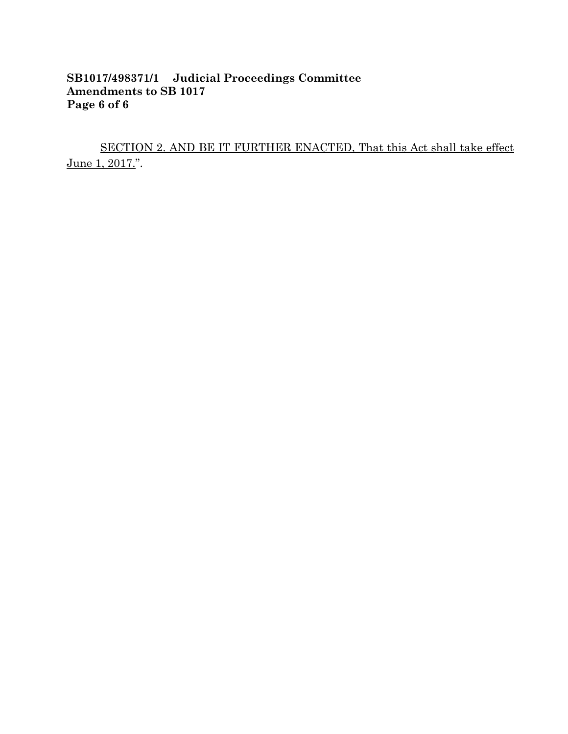SECTION 2. AND BE IT FURTHER ENACTED, That this Act shall take effect June 1, 2017.".